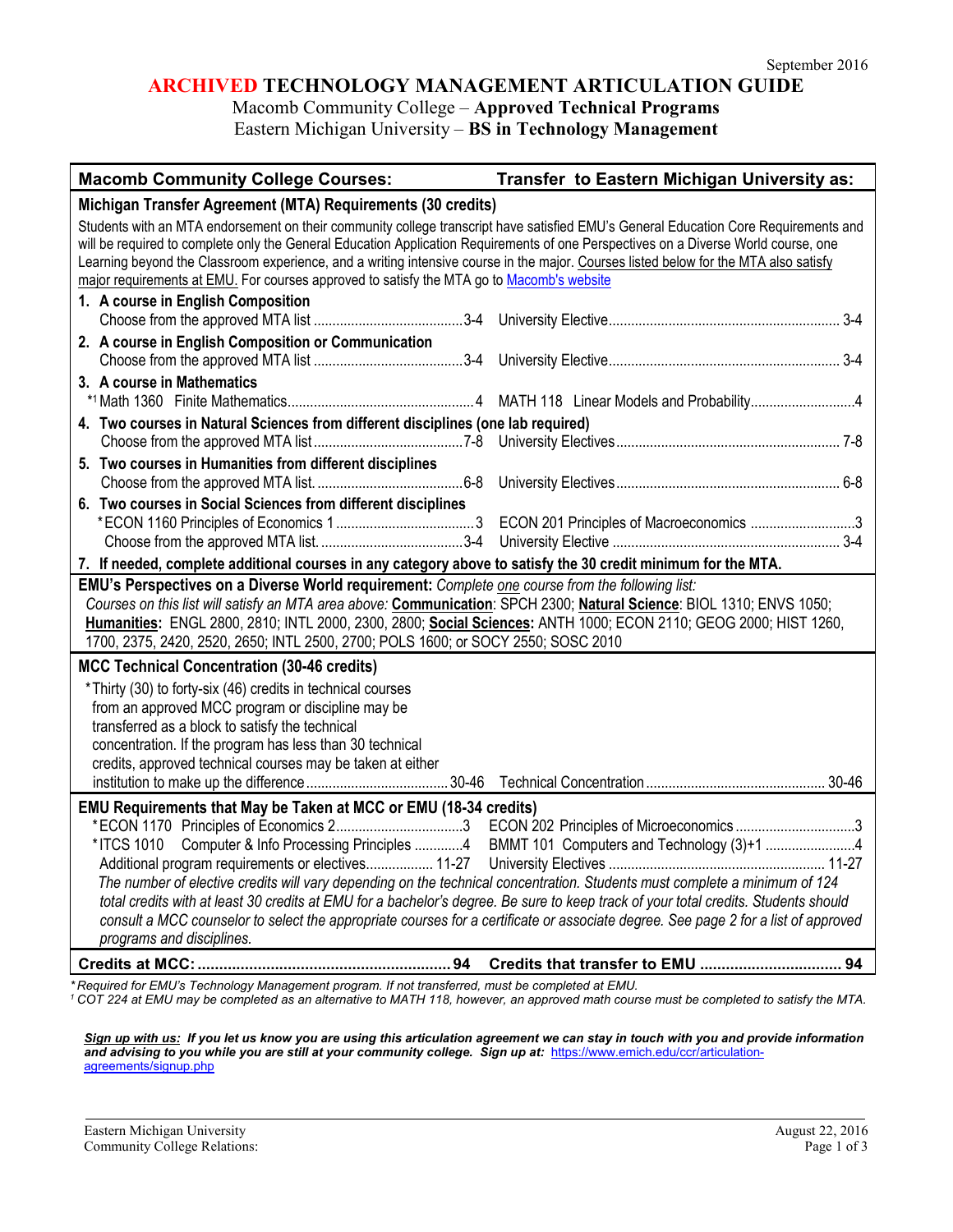September 2016

# ARCHIVED TECHNOLOGY MANAGEMENT ARTICULATION GUIDE

Macomb Community College – **Approved Technical Programs**
Eastern Michigan University – **BS in Technology Management**

| Macomb Community College Courses: | | Transfer to Eastern Michigan University as: | |
|---|---|---|---|
| **Michigan Transfer Agreement (MTA) Requirements (30 credits)** | | | |
| Students with an MTA endorsement on their community college transcript have satisfied EMU's General Education Core Requirements and will be required to complete only the General Education Application Requirements of one Perspectives on a Diverse World course, one Learning beyond the Classroom experience, and a writing intensive course in the major. Courses listed below for the MTA also satisfy major requirements at EMU. For courses approved to satisfy the MTA go to Macomb's website | | | |
| **1. A course in English Composition** | | | |
| Choose from the approved MTA list | 3-4 | University Elective | 3-4 |
| **2. A course in English Composition or Communication** | | | |
| Choose from the approved MTA list | 3-4 | University Elective | 3-4 |
| **3. A course in Mathematics** | | | |
| *[1] Math 1360 Finite Mathematics | 4 | MATH 118 Linear Models and Probability | 4 |
| **4. Two courses in Natural Sciences from different disciplines (one lab required)** | | | |
| Choose from the approved MTA list | 7-8 | University Electives | 7-8 |
| **5. Two courses in Humanities from different disciplines** | | | |
| Choose from the approved MTA list. | 6-8 | University Electives | 6-8 |
| **6. Two courses in Social Sciences from different disciplines** | | | |
| *ECON 1160 Principles of Economics 1 | 3 | ECON 201 Principles of Macroeconomics | 3 |
| Choose from the approved MTA list. | 3-4 | University Elective | 3-4 |
| **7. If needed, complete additional courses in any category above to satisfy the 30 credit minimum for the MTA.** | | | |
| **EMU's Perspectives on a Diverse World requirement:** *Complete one course from the following list: Courses on this list will satisfy an MTA area above:* **Communication**: SPCH 2300; **Natural Science**: BIOL 1310; ENVS 1050; **Humanities:** ENGL 2800, 2810; INTL 2000, 2300, 2800; **Social Sciences:** ANTH 1000; ECON 2110; GEOG 2000; HIST 1260, 1700, 2375, 2420, 2520, 2650; INTL 2500, 2700; POLS 1600; or SOCY 2550; SOSC 2010 | | | |
| **MCC Technical Concentration (30-46 credits)** | | | |
| *Thirty (30) to forty-six (46) credits in technical courses from an approved MCC program or discipline may be transferred as a block to satisfy the technical concentration. If the program has less than 30 technical credits, approved technical courses may be taken at either institution to make up the difference | 30-46 | Technical Concentration | 30-46 |
| **EMU Requirements that May be Taken at MCC or EMU (18-34 credits)** | | | |
| *ECON 1170 Principles of Economics 2 | 3 | ECON 202 Principles of Microeconomics | 3 |
| *ITCS 1010 Computer & Info Processing Principles | 4 | BMMT 101 Computers and Technology (3)+1 | 4 |
| Additional program requirements or electives | 11-27 | University Electives | 11-27 |
| *The number of elective credits will vary depending on the technical concentration. Students must complete a minimum of 124 total credits with at least 30 credits at EMU for a bachelor's degree. Be sure to keep track of your total credits. Students should consult a MCC counselor to select the appropriate courses for a certificate or associate degree. See page 2 for a list of approved programs and disciplines.* | | | |
| **Credits at MCC:** | **94** | **Credits that transfer to EMU** | **94** |

*\* Required for EMU's Technology Management program. If not transferred, must be completed at EMU.*
*[1] COT 224 at EMU may be completed as an alternative to MATH 118, however, an approved math course must be completed to satisfy the MTA.*

***Sign up with us:* If you let us know you are using this articulation agreement we can stay in touch with you and provide information and advising to you while you are still at your community college. Sign up at:** https://www.emich.edu/ccr/articulation-agreements/signup.php

Eastern Michigan University
Community College Relations:

August 22, 2016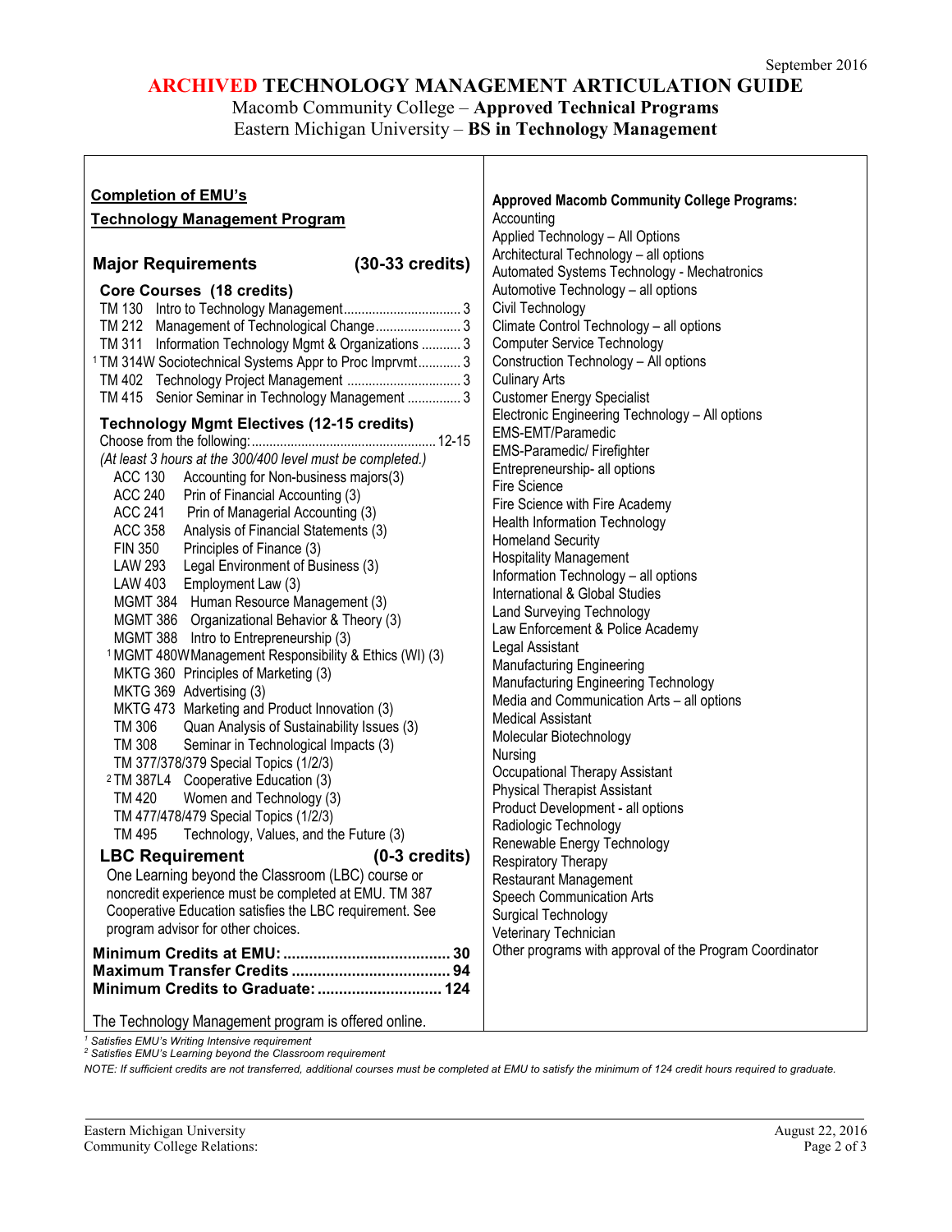September 2016

# ARCHIVED TECHNOLOGY MANAGEMENT ARTICULATION GUIDE

Macomb Community College – **Approved Technical Programs**
Eastern Michigan University – **BS in Technology Management**

## Completion of EMU's Technology Management Program

### Major Requirements (30-33 credits)

**Core Courses (18 credits)**

- TM 130 Intro to Technology Management ................................ 3
- TM 212 Management of Technological Change ........................ 3
- TM 311 Information Technology Mgmt & Organizations ........... 3
- [1] TM 314W Sociotechnical Systems Appr to Proc Imprvmt ............ 3
- TM 402 Technology Project Management ................................ 3
- TM 415 Senior Seminar in Technology Management ............... 3

**Technology Mgmt Electives (12-15 credits)**

Choose from the following: .................................................... 12-15

*(At least 3 hours at the 300/400 level must be completed.)*

- ACC 130 Accounting for Non-business majors(3)
- ACC 240 Prin of Financial Accounting (3)
- ACC 241 Prin of Managerial Accounting (3)
- ACC 358 Analysis of Financial Statements (3)
- FIN 350 Principles of Finance (3)
- LAW 293 Legal Environment of Business (3)
- LAW 403 Employment Law (3)
- MGMT 384 Human Resource Management (3)
- MGMT 386 Organizational Behavior & Theory (3)
- MGMT 388 Intro to Entrepreneurship (3)
- [1] MGMT 480W Management Responsibility & Ethics (WI) (3)
- MKTG 360 Principles of Marketing (3)
- MKTG 369 Advertising (3)
- MKTG 473 Marketing and Product Innovation (3)
- TM 306 Quan Analysis of Sustainability Issues (3)
- TM 308 Seminar in Technological Impacts (3)
- TM 377/378/379 Special Topics (1/2/3)
- [2] TM 387L4 Cooperative Education (3)
- TM 420 Women and Technology (3)
- TM 477/478/479 Special Topics (1/2/3)
- TM 495 Technology, Values, and the Future (3)

### LBC Requirement (0-3 credits)

One Learning beyond the Classroom (LBC) course or noncredit experience must be completed at EMU. TM 387 Cooperative Education satisfies the LBC requirement. See program advisor for other choices.

**Minimum Credits at EMU: ....................................... 30**
**Maximum Transfer Credits ..................................... 94**
**Minimum Credits to Graduate: ............................ 124**

The Technology Management program is offered online.

**Approved Macomb Community College Programs:**

- Accounting
- Applied Technology – All Options
- Architectural Technology – all options
- Automated Systems Technology - Mechatronics
- Automotive Technology – all options
- Civil Technology
- Climate Control Technology – all options
- Computer Service Technology
- Construction Technology – All options
- Culinary Arts
- Customer Energy Specialist
- Electronic Engineering Technology – All options
- EMS-EMT/Paramedic
- EMS-Paramedic/ Firefighter
- Entrepreneurship- all options
- Fire Science
- Fire Science with Fire Academy
- Health Information Technology
- Homeland Security
- Hospitality Management
- Information Technology – all options
- International & Global Studies
- Land Surveying Technology
- Law Enforcement & Police Academy
- Legal Assistant
- Manufacturing Engineering
- Manufacturing Engineering Technology
- Media and Communication Arts – all options
- Medical Assistant
- Molecular Biotechnology
- Nursing
- Occupational Therapy Assistant
- Physical Therapist Assistant
- Product Development - all options
- Radiologic Technology
- Renewable Energy Technology
- Respiratory Therapy
- Restaurant Management
- Speech Communication Arts
- Surgical Technology
- Veterinary Technician
- Other programs with approval of the Program Coordinator

*[1] Satisfies EMU's Writing Intensive requirement*
*[2] Satisfies EMU's Learning beyond the Classroom requirement*

*NOTE: If sufficient credits are not transferred, additional courses must be completed at EMU to satisfy the minimum of 124 credit hours required to graduate.*

Eastern Michigan University
Community College Relations:

August 22, 2016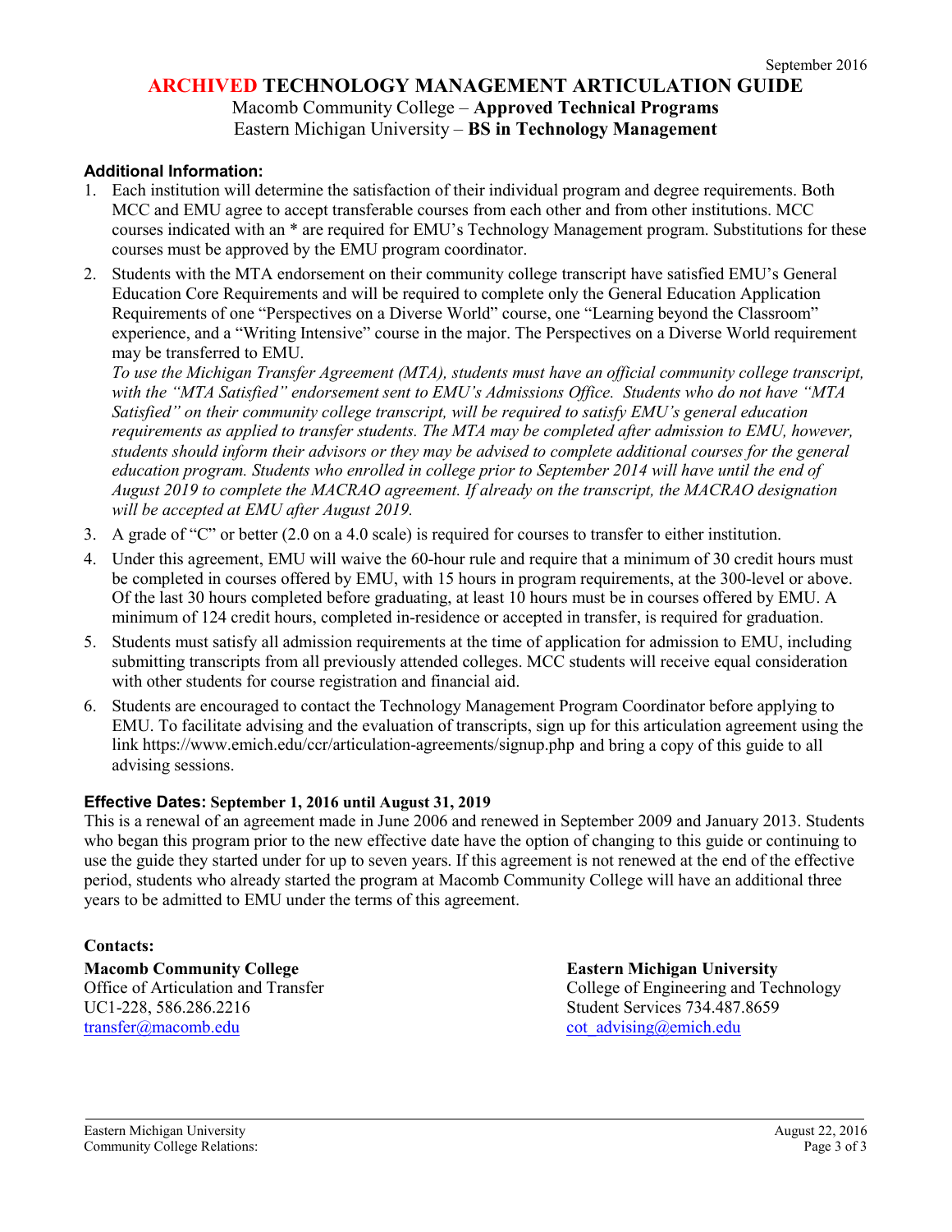September 2016

# ARCHIVED TECHNOLOGY MANAGEMENT ARTICULATION GUIDE

Macomb Community College – **Approved Technical Programs**
Eastern Michigan University – **BS in Technology Management**

### Additional Information:

1. Each institution will determine the satisfaction of their individual program and degree requirements. Both MCC and EMU agree to accept transferable courses from each other and from other institutions. MCC courses indicated with an * are required for EMU's Technology Management program. Substitutions for these courses must be approved by the EMU program coordinator.
2. Students with the MTA endorsement on their community college transcript have satisfied EMU's General Education Core Requirements and will be required to complete only the General Education Application Requirements of one "Perspectives on a Diverse World" course, one "Learning beyond the Classroom" experience, and a "Writing Intensive" course in the major. The Perspectives on a Diverse World requirement may be transferred to EMU.
   *To use the Michigan Transfer Agreement (MTA), students must have an official community college transcript, with the "MTA Satisfied" endorsement sent to EMU's Admissions Office. Students who do not have "MTA Satisfied" on their community college transcript, will be required to satisfy EMU's general education requirements as applied to transfer students. The MTA may be completed after admission to EMU, however, students should inform their advisors or they may be advised to complete additional courses for the general education program. Students who enrolled in college prior to September 2014 will have until the end of August 2019 to complete the MACRAO agreement. If already on the transcript, the MACRAO designation will be accepted at EMU after August 2019.*
3. A grade of "C" or better (2.0 on a 4.0 scale) is required for courses to transfer to either institution.
4. Under this agreement, EMU will waive the 60-hour rule and require that a minimum of 30 credit hours must be completed in courses offered by EMU, with 15 hours in program requirements, at the 300-level or above. Of the last 30 hours completed before graduating, at least 10 hours must be in courses offered by EMU. A minimum of 124 credit hours, completed in-residence or accepted in transfer, is required for graduation.
5. Students must satisfy all admission requirements at the time of application for admission to EMU, including submitting transcripts from all previously attended colleges. MCC students will receive equal consideration with other students for course registration and financial aid.
6. Students are encouraged to contact the Technology Management Program Coordinator before applying to EMU. To facilitate advising and the evaluation of transcripts, sign up for this articulation agreement using the link https://www.emich.edu/ccr/articulation-agreements/signup.php and bring a copy of this guide to all advising sessions.

### Effective Dates: September 1, 2016 until August 31, 2019

This is a renewal of an agreement made in June 2006 and renewed in September 2009 and January 2013. Students who began this program prior to the new effective date have the option of changing to this guide or continuing to use the guide they started under for up to seven years. If this agreement is not renewed at the end of the effective period, students who already started the program at Macomb Community College will have an additional three years to be admitted to EMU under the terms of this agreement.

**Contacts:**

**Macomb Community College**
Office of Articulation and Transfer
UC1-228, 586.286.2216
transfer@macomb.edu

**Eastern Michigan University**
College of Engineering and Technology
Student Services 734.487.8659
cot_advising@emich.edu

Eastern Michigan University
Community College Relations:

August 22, 2016